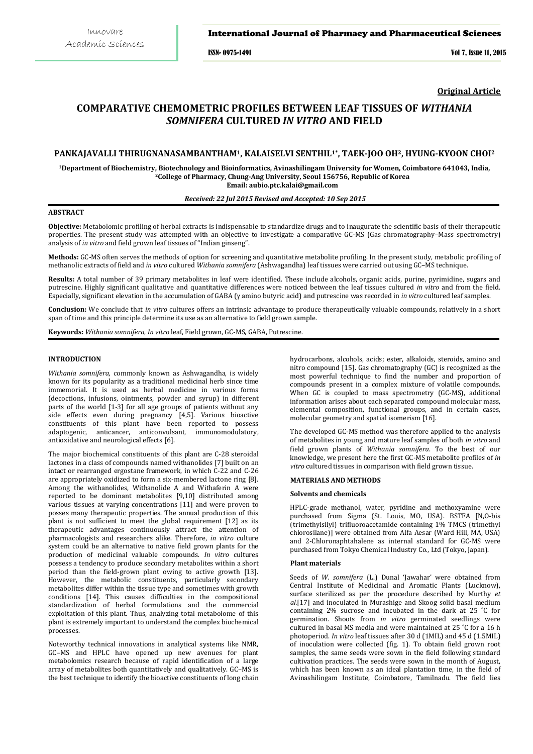**Original Article**

# COMPARATIVE CHEMOMETRIC PROFILES BETWEEN LEAF TISSUES OF *WITHANIA SOMNIFERA* CULTURED *IN VITRO* AND FIELD

**PANKAJAVALLI THIRUGNANASAMBANTHAM[1], KALAISELVI SENTHIL[1*], TAEK-JOO OH[2], HYUNG-KYOON CHOI[2]**

[1]Department of Biochemistry, Biotechnology and Bioinformatics, Avinashilingam University for Women, Coimbatore 641043, India, [2]College of Pharmacy, Chung-Ang University, Seoul 156756, Republic of Korea
Email: aubio.ptc.kalai@gmail.com

*Received: 22 Jul 2015 Revised and Accepted: 10 Sep 2015*

## ABSTRACT

**Objective:** Metabolomic profiling of herbal extracts is indispensable to standardize drugs and to inaugurate the scientific basis of their therapeutic properties. The present study was attempted with an objective to investigate a comparative GC-MS (Gas chromatography–Mass spectrometry) analysis of *in vitro* and field grown leaf tissues of "Indian ginseng".

**Methods:** GC-MS often serves the methods of option for screening and quantitative metabolite profiling. In the present study, metabolic profiling of methanolic extracts of field and *in vitro* cultured *Withania somnifera* (Ashwagandha) leaf tissues were carried out using GC–MS technique.

**Results:** A total number of 39 primary metabolites in leaf were identified. These include alcohols, organic acids, purine, pyrimidine, sugars and putrescine. Highly significant qualitative and quantitative differences were noticed between the leaf tissues cultured *in vitro* and from the field. Especially, significant elevation in the accumulation of GABA (γ amino butyric acid) and putrescine was recorded in *in vitro* cultured leaf samples.

**Conclusion:** We conclude that *in vitro* cultures offers an intrinsic advantage to produce therapeutically valuable compounds, relatively in a short span of time and this principle determine its use as an alternative to field grown sample.

**Keywords:** *Withania somnifera*, *In vitro* leaf, Field grown, GC-MS, GABA, Putrescine.

## INTRODUCTION

*Withania somnifera*, commonly known as Ashwagandha, is widely known for its popularity as a traditional medicinal herb since time immemorial. It is used as herbal medicine in various forms (decoctions, infusions, ointments, powder and syrup) in different parts of the world [1-3] for all age groups of patients without any side effects even during pregnancy [4,5]. Various bioactive constituents of this plant have been reported to possess adaptogenic, anticancer, anticonvulsant, immunomodulatory, antioxidative and neurological effects [6].

The major biochemical constituents of this plant are C-28 steroidal lactones in a class of compounds named withanolides [7] built on an intact or rearranged ergostane framework, in which C-22 and C-26 are appropriately oxidized to form a six-membered lactone ring [8]. Among the withanolides, Withanolide A and Withaferin A were reported to be dominant metabolites [9,10] distributed among various tissues at varying concentrations [11] and were proven to posses many therapeutic properties. The annual production of this plant is not sufficient to meet the global requirement [12] as its therapeutic advantages continuously attract the attention of pharmacologists and researchers alike. Therefore, *in vitro* culture system could be an alternative to native field grown plants for the production of medicinal valuable compounds. *In vitro* cultures possess a tendency to produce secondary metabolites within a short period than the field-grown plant owing to active growth [13]. However, the metabolic constituents, particularly secondary metabolites differ within the tissue type and sometimes with growth conditions [14]. This causes difficulties in the compositional standardization of herbal formulations and the commercial exploitation of this plant. Thus, analyzing total metabolome of this plant is extremely important to understand the complex biochemical processes.

Noteworthy technical innovations in analytical systems like NMR, GC–MS and HPLC have opened up new avenues for plant metabolomics research because of rapid identification of a large array of metabolites both quantitatively and qualitatively. GC–MS is the best technique to identify the bioactive constituents of long chain hydrocarbons, alcohols, acids; ester, alkaloids, steroids, amino and nitro compound [15]. Gas chromatography (GC) is recognized as the most powerful technique to find the number and proportion of compounds present in a complex mixture of volatile compounds. When GC is coupled to mass spectrometry (GC-MS), additional information arises about each separated compound molecular mass, elemental composition, functional groups, and in certain cases, molecular geometry and spatial isomerism [16].

The developed GC-MS method was therefore applied to the analysis of metabolites in young and mature leaf samples of both *in vitro* and field grown plants of *Withania somnifera*. To the best of our knowledge, we present here the first GC-MS metabolite profiles of *in vitro* cultured tissues in comparison with field grown tissue.

## MATERIALS AND METHODS

### Solvents and chemicals

HPLC-grade methanol, water, pyridine and methoxyamine were purchased from Sigma (St. Louis, MO, USA). BSTFA [N,O-bis (trimethylsilyl) trifluoroacetamide containing 1% TMCS (trimethyl chlorosilane)] were obtained from Alfa Aesar (Ward Hill, MA, USA) and 2-Chloronaphtahalene as internal standard for GC-MS were purchased from Tokyo Chemical Industry Co., Ltd (Tokyo, Japan).

### Plant materials

Seeds of *W. somnifera* (L.) Dunal 'Jawahar' were obtained from Central Institute of Medicinal and Aromatic Plants (Lucknow), surface sterilized as per the procedure described by Murthy *et al.*[17] and inoculated in Murashige and Skoog solid basal medium containing 2% sucrose and incubated in the dark at 25 °C for germination. Shoots from *in vitro* germinated seedlings were cultured in basal MS media and were maintained at 25 °C for a 16 h photoperiod. *In vitro* leaf tissues after 30 d (1MIL) and 45 d (1.5MIL) of inoculation were collected (fig. 1). To obtain field grown root samples, the same seeds were sown in the field following standard cultivation practices. The seeds were sown in the month of August, which has been known as an ideal plantation time, in the field of Avinashilingam Institute, Coimbatore, Tamilnadu. The field lies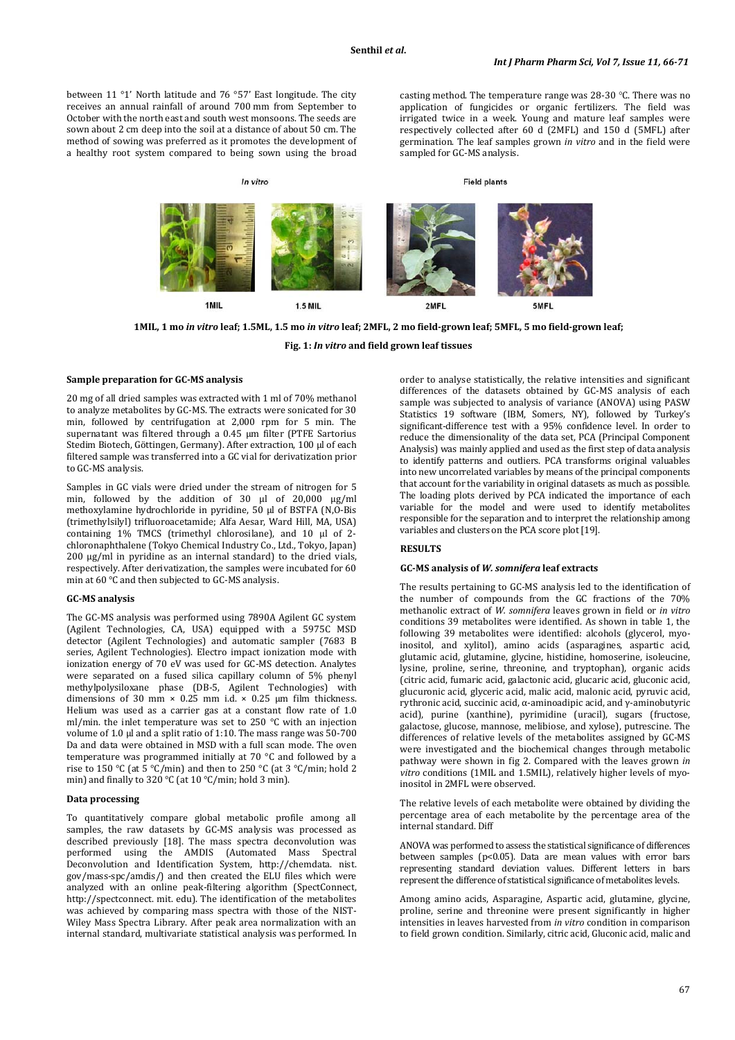between 11 °1' North latitude and 76 °57' East longitude. The city receives an annual rainfall of around 700 mm from September to October with the north east and south west monsoons. The seeds are sown about 2 cm deep into the soil at a distance of about 50 cm. The method of sowing was preferred as it promotes the development of a healthy root system compared to being sown using the broad casting method. The temperature range was 28-30 °C. There was no application of fungicides or organic fertilizers. The field was irrigated twice in a week. Young and mature leaf samples were respectively collected after 60 d (2MFL) and 150 d (5MFL) after germination. The leaf samples grown *in vitro* and in the field were sampled for GC-MS analysis.

In vitro | Field plants

1MIL | 1.5 MIL | 2MFL | 5MFL

**1MIL, 1 mo *in vitro* leaf; 1.5MIL, 1.5 mo *in vitro* leaf; 2MFL, 2 mo field-grown leaf; 5MFL, 5 mo field-grown leaf;**

**Fig. 1: *In vitro* and field grown leaf tissues**

### Sample preparation for GC-MS analysis

20 mg of all dried samples was extracted with 1 ml of 70% methanol to analyze metabolites by GC-MS. The extracts were sonicated for 30 min, followed by centrifugation at 2,000 rpm for 5 min. The supernatant was filtered through a 0.45 µm filter (PTFE Sartorius Stedim Biotech, Göttingen, Germany). After extraction, 100 µl of each filtered sample was transferred into a GC vial for derivatization prior to GC-MS analysis.

Samples in GC vials were dried under the stream of nitrogen for 5 min, followed by the addition of 30 µl of 20,000 µg/ml methoxylamine hydrochloride in pyridine, 50 µl of BSTFA (N,O-Bis (trimethylsilyl) trifluoroacetamide; Alfa Aesar, Ward Hill, MA, USA) containing 1% TMCS (trimethyl chlorosilane), and 10 µl of 2-chloronaphthalene (Tokyo Chemical Industry Co., Ltd., Tokyo, Japan) 200 µg/ml in pyridine as an internal standard) to the dried vials, respectively. After derivatization, the samples were incubated for 60 min at 60 °C and then subjected to GC-MS analysis.

### GC-MS analysis

The GC-MS analysis was performed using 7890A Agilent GC system (Agilent Technologies, CA, USA) equipped with a 5975C MSD detector (Agilent Technologies) and automatic sampler (7683 B series, Agilent Technologies). Electro impact ionization mode with ionization energy of 70 eV was used for GC-MS detection. Analytes were separated on a fused silica capillary column of 5% phenyl methylpolysiloxane phase (DB-5, Agilent Technologies) with dimensions of 30 mm × 0.25 mm i.d. × 0.25 µm film thickness. Helium was used as a carrier gas at a constant flow rate of 1.0 ml/min. the inlet temperature was set to 250 °C with an injection volume of 1.0 µl and a split ratio of 1:10. The mass range was 50-700 Da and data were obtained in MSD with a full scan mode. The oven temperature was programmed initially at 70 °C and followed by a rise to 150 °C (at 5 °C/min) and then to 250 °C (at 3 °C/min; hold 2 min) and finally to 320 °C (at 10 °C/min; hold 3 min).

### Data processing

To quantitatively compare global metabolic profile among all samples, the raw datasets by GC-MS analysis was processed as described previously [18]. The mass spectra deconvolution was performed using the AMDIS (Automated Mass Spectral Deconvolution and Identification System, http://chemdata. nist. gov/mass-spc/amdis/) and then created the ELU files which were analyzed with an online peak-filtering algorithm (SpectConnect, http://spectconnect. mit. edu). The identification of the metabolites was achieved by comparing mass spectra with those of the NIST-Wiley Mass Spectra Library. After peak area normalization with an internal standard, multivariate statistical analysis was performed. In order to analyse statistically, the relative intensities and significant differences of the datasets obtained by GC-MS analysis of each sample was subjected to analysis of variance (ANOVA) using PASW Statistics 19 software (IBM, Somers, NY), followed by Turkey's significant-difference test with a 95% confidence level. In order to reduce the dimensionality of the data set, PCA (Principal Component Analysis) was mainly applied and used as the first step of data analysis to identify patterns and outliers. PCA transforms original valuables into new uncorrelated variables by means of the principal components that account for the variability in original datasets as much as possible. The loading plots derived by PCA indicated the importance of each variable for the model and were used to identify metabolites responsible for the separation and to interpret the relationship among variables and clusters on the PCA score plot [19].

## RESULTS

### GC-MS analysis of *W. somnifera* leaf extracts

The results pertaining to GC-MS analysis led to the identification of the number of compounds from the GC fractions of the 70% methanolic extract of *W. somnifera* leaves grown in field or *in vitro* conditions 39 metabolites were identified. As shown in table 1, the following 39 metabolites were identified: alcohols (glycerol, myo-inositol, and xylitol), amino acids (asparagines, aspartic acid, glutamic acid, glutamine, glycine, histidine, homoserine, isoleucine, lysine, proline, serine, threonine, and tryptophan), organic acids (citric acid, fumaric acid, galactonic acid, glucaric acid, gluconic acid, glucuronic acid, glyceric acid, malic acid, malonic acid, pyruvic acid, rythronic acid, succinic acid, α-aminoadipic acid, and γ-aminobutyric acid), purine (xanthine), pyrimidine (uracil), sugars (fructose, galactose, glucose, mannose, melibiose, and xylose), putrescine. The differences of relative levels of the metabolites assigned by GC-MS were investigated and the biochemical changes through metabolic pathway were shown in fig 2. Compared with the leaves grown *in vitro* conditions (1MIL and 1.5MIL), relatively higher levels of myo-inositol in 2MFL were observed.

The relative levels of each metabolite were obtained by dividing the percentage area of each metabolite by the percentage area of the internal standard. Diff

ANOVA was performed to assess the statistical significance of differences between samples ($p<0.05$). Data are mean values with error bars representing standard deviation values. Different letters in bars represent the difference of statistical significance of metabolites levels.

Among amino acids, Asparagine, Aspartic acid, glutamine, glycine, proline, serine and threonine were present significantly in higher intensities in leaves harvested from *in vitro* condition in comparison to field grown condition. Similarly, citric acid, Gluconic acid, malic and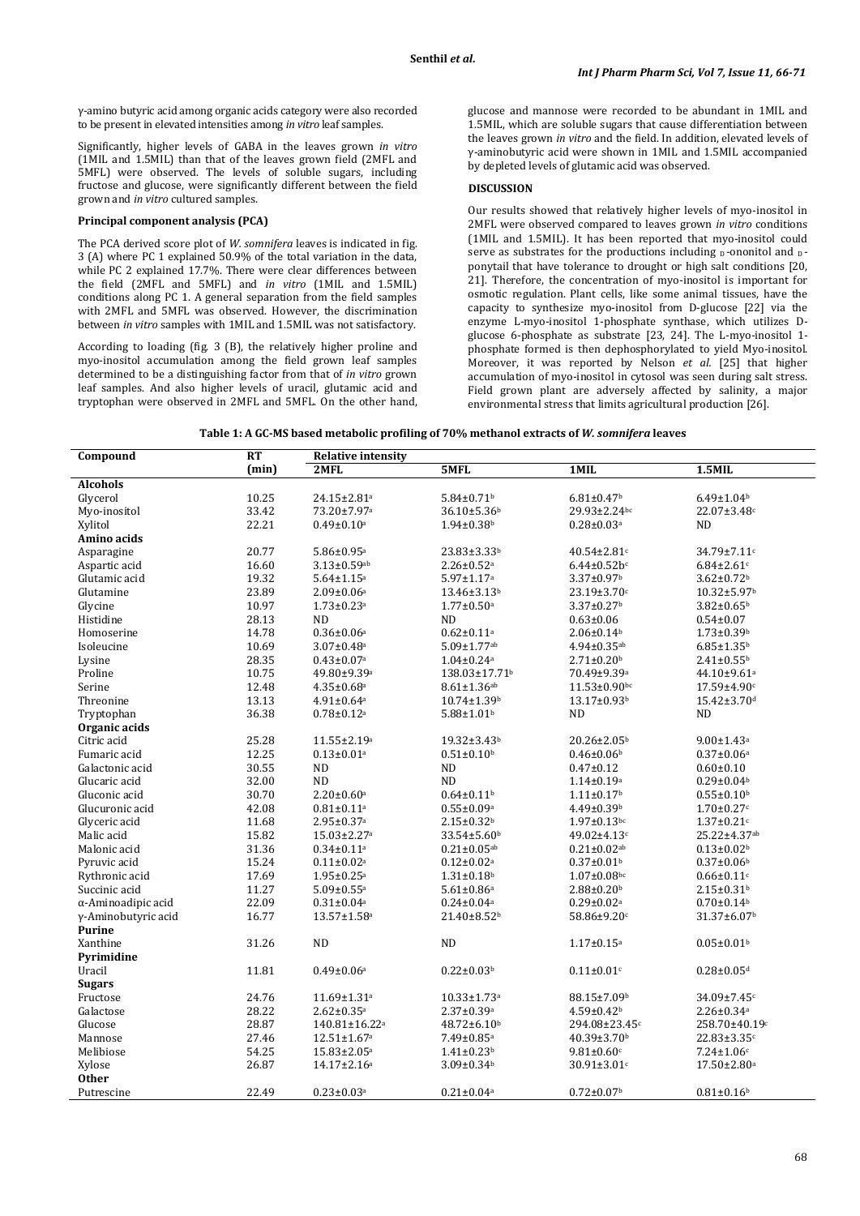γ-amino butyric acid among organic acids category were also recorded to be present in elevated intensities among *in vitro* leaf samples.

Significantly, higher levels of GABA in the leaves grown *in vitro* (1MIL and 1.5MIL) than that of the leaves grown field (2MFL and 5MFL) were observed. The levels of soluble sugars, including fructose and glucose, were significantly different between the field grown and *in vitro* cultured samples.

**Principal component analysis (PCA)**

The PCA derived score plot of *W. somnifera* leaves is indicated in fig. 3 (A) where PC 1 explained 50.9% of the total variation in the data, while PC 2 explained 17.7%. There were clear differences between the field (2MFL and 5MFL) and *in vitro* (1MIL and 1.5MIL) conditions along PC 1. A general separation from the field samples with 2MFL and 5MFL was observed. However, the discrimination between *in vitro* samples with 1MIL and 1.5MIL was not satisfactory.

According to loading (fig. 3 (B), the relatively higher proline and myo-inositol accumulation among the field grown leaf samples determined to be a distinguishing factor from that of *in vitro* grown leaf samples. And also higher levels of uracil, glutamic acid and tryptophan were observed in 2MFL and 5MFL. On the other hand, glucose and mannose were recorded to be abundant in 1MIL and 1.5MIL, which are soluble sugars that cause differentiation between the leaves grown *in vitro* and the field. In addition, elevated levels of γ-aminobutyric acid were shown in 1MIL and 1.5MIL accompanied by depleted levels of glutamic acid was observed.

**DISCUSSION**

Our results showed that relatively higher levels of myo-inositol in 2MFL were observed compared to leaves grown *in vitro* conditions (1MIL and 1.5MIL). It has been reported that myo-inositol could serve as substrates for the productions including $_D$-ononitol and $_D$-ponytail that have tolerance to drought or high salt conditions [20, 21]. Therefore, the concentration of myo-inositol is important for osmotic regulation. Plant cells, like some animal tissues, have the capacity to synthesize myo-inositol from D-glucose [22] via the enzyme L-myo-inositol 1-phosphate synthase, which utilizes D-glucose 6-phosphate as substrate [23, 24]. The L-myo-inositol 1-phosphate formed is then dephosphorylated to yield Myo-inositol. Moreover, it was reported by Nelson *et al.* [25] that higher accumulation of myo-inositol in cytosol was seen during salt stress. Field grown plant are adversely affected by salinity, a major environmental stress that limits agricultural production [26].

**Table 1: A GC-MS based metabolic profiling of 70% methanol extracts of *W. somnifera* leaves**

| Compound | RT (min) | Relative intensity | | | |
|---|---|---|---|---|---|
| | | 2MFL | 5MFL | 1MIL | 1.5MIL |
| **Alcohols** | | | | | |
| Glycerol | 10.25 | 24.15±2.81$^{a}$ | 5.84±0.71$^{b}$ | 6.81±0.47$^{b}$ | 6.49±1.04$^{b}$ |
| Myo-inositol | 33.42 | 73.20±7.97$^{a}$ | 36.10±5.36$^{b}$ | 29.93±2.24$^{bc}$ | 22.07±3.48$^{c}$ |
| Xylitol | 22.21 | 0.49±0.10$^{a}$ | 1.94±0.38$^{b}$ | 0.28±0.03$^{a}$ | ND |
| **Amino acids** | | | | | |
| Asparagine | 20.77 | 5.86±0.95$^{a}$ | 23.83±3.33$^{b}$ | 40.54±2.81$^{c}$ | 34.79±7.11$^{c}$ |
| Aspartic acid | 16.60 | 3.13±0.59$^{ab}$ | 2.26±0.52$^{a}$ | 6.44±0.52b$^{c}$ | 6.84±2.61$^{c}$ |
| Glutamic acid | 19.32 | 5.64±1.15$^{a}$ | 5.97±1.17$^{a}$ | 3.37±0.97$^{b}$ | 3.62±0.72$^{b}$ |
| Glutamine | 23.89 | 2.09±0.06$^{a}$ | 13.46±3.13$^{b}$ | 23.19±3.70$^{c}$ | 10.32±5.97$^{b}$ |
| Glycine | 10.97 | 1.73±0.23$^{a}$ | 1.77±0.50$^{a}$ | 3.37±0.27$^{b}$ | 3.82±0.65$^{b}$ |
| Histidine | 28.13 | ND | ND | 0.63±0.06 | 0.54±0.07 |
| Homoserine | 14.78 | 0.36±0.06$^{a}$ | 0.62±0.11$^{a}$ | 2.06±0.14$^{b}$ | 1.73±0.39$^{b}$ |
| Isoleucine | 10.69 | 3.07±0.48$^{a}$ | 5.09±1.77$^{ab}$ | 4.94±0.35$^{ab}$ | 6.85±1.35$^{b}$ |
| Lysine | 28.35 | 0.43±0.07$^{a}$ | 1.04±0.24$^{a}$ | 2.71±0.20$^{b}$ | 2.41±0.55$^{b}$ |
| Proline | 10.75 | 49.80±9.39$^{a}$ | 138.03±17.71$^{b}$ | 70.49±9.39$^{a}$ | 44.10±9.61$^{a}$ |
| Serine | 12.48 | 4.35±0.68$^{a}$ | 8.61±1.36$^{ab}$ | 11.53±0.90$^{bc}$ | 17.59±4.90$^{c}$ |
| Threonine | 13.13 | 4.91±0.64$^{a}$ | 10.74±1.39$^{b}$ | 13.17±0.93$^{b}$ | 15.42±3.70$^{d}$ |
| Tryptophan | 36.38 | 0.78±0.12$^{a}$ | 5.88±1.01$^{b}$ | ND | ND |
| **Organic acids** | | | | | |
| Citric acid | 25.28 | 11.55±2.19$^{a}$ | 19.32±3.43$^{b}$ | 20.26±2.05$^{b}$ | 9.00±1.43$^{a}$ |
| Fumaric acid | 12.25 | 0.13±0.01$^{a}$ | 0.51±0.10$^{b}$ | 0.46±0.06$^{b}$ | 0.37±0.06$^{a}$ |
| Galactonic acid | 30.55 | ND | ND | 0.47±0.12 | 0.60±0.10 |
| Glucaric acid | 32.00 | ND | ND | 1.14±0.19$^{a}$ | 0.29±0.04$^{b}$ |
| Gluconic acid | 30.70 | 2.20±0.60$^{a}$ | 0.64±0.11$^{b}$ | 1.11±0.17$^{b}$ | 0.55±0.10$^{b}$ |
| Glucuronic acid | 42.08 | 0.81±0.11$^{a}$ | 0.55±0.09$^{a}$ | 4.49±0.39$^{b}$ | 1.70±0.27$^{c}$ |
| Glyceric acid | 11.68 | 2.95±0.37$^{a}$ | 2.15±0.32$^{b}$ | 1.97±0.13$^{bc}$ | 1.37±0.21$^{c}$ |
| Malic acid | 15.82 | 15.03±2.27$^{a}$ | 33.54±5.60$^{b}$ | 49.02±4.13$^{c}$ | 25.22±4.37$^{ab}$ |
| Malonic acid | 31.36 | 0.34±0.11$^{a}$ | 0.21±0.05$^{ab}$ | 0.21±0.02$^{ab}$ | 0.13±0.02$^{b}$ |
| Pyruvic acid | 15.24 | 0.11±0.02$^{a}$ | 0.12±0.02$^{a}$ | 0.37±0.01$^{b}$ | 0.37±0.06$^{b}$ |
| Rythronic acid | 17.69 | 1.95±0.25$^{a}$ | 1.31±0.18$^{b}$ | 1.07±0.08$^{bc}$ | 0.66±0.11$^{c}$ |
| Succinic acid | 11.27 | 5.09±0.55$^{a}$ | 5.61±0.86$^{a}$ | 2.88±0.20$^{b}$ | 2.15±0.31$^{b}$ |
| α-Aminoadipic acid | 22.09 | 0.31±0.04$^{a}$ | 0.24±0.04$^{a}$ | 0.29±0.02$^{a}$ | 0.70±0.14$^{b}$ |
| γ-Aminobutyric acid | 16.77 | 13.57±1.58$^{a}$ | 21.40±8.52$^{b}$ | 58.86±9.20$^{c}$ | 31.37±6.07$^{b}$ |
| **Purine** | | | | | |
| Xanthine | 31.26 | ND | ND | 1.17±0.15$^{a}$ | 0.05±0.01$^{b}$ |
| **Pyrimidine** | | | | | |
| Uracil | 11.81 | 0.49±0.06$^{a}$ | 0.22±0.03$^{b}$ | 0.11±0.01$^{c}$ | 0.28±0.05$^{d}$ |
| **Sugars** | | | | | |
| Fructose | 24.76 | 11.69±1.31$^{a}$ | 10.33±1.73$^{a}$ | 88.15±7.09$^{b}$ | 34.09±7.45$^{c}$ |
| Galactose | 28.22 | 2.62±0.35$^{a}$ | 2.37±0.39$^{a}$ | 4.59±0.42$^{b}$ | 2.26±0.34$^{a}$ |
| Glucose | 28.87 | 140.81±16.22$^{a}$ | 48.72±6.10$^{b}$ | 294.08±23.45$^{c}$ | 258.70±40.19$^{c}$ |
| Mannose | 27.46 | 12.51±1.67$^{a}$ | 7.49±0.85$^{a}$ | 40.39±3.70$^{b}$ | 22.83±3.35$^{c}$ |
| Melibiose | 54.25 | 15.83±2.05$^{a}$ | 1.41±0.23$^{b}$ | 9.81±0.60$^{c}$ | 7.24±1.06$^{c}$ |
| Xylose | 26.87 | 14.17±2.16$^{a}$ | 3.09±0.34$^{b}$ | 30.91±3.01$^{c}$ | 17.50±2.80$^{a}$ |
| **Other** | | | | | |
| Putrescine | 22.49 | 0.23±0.03$^{a}$ | 0.21±0.04$^{a}$ | 0.72±0.07$^{b}$ | 0.81±0.16$^{b}$ |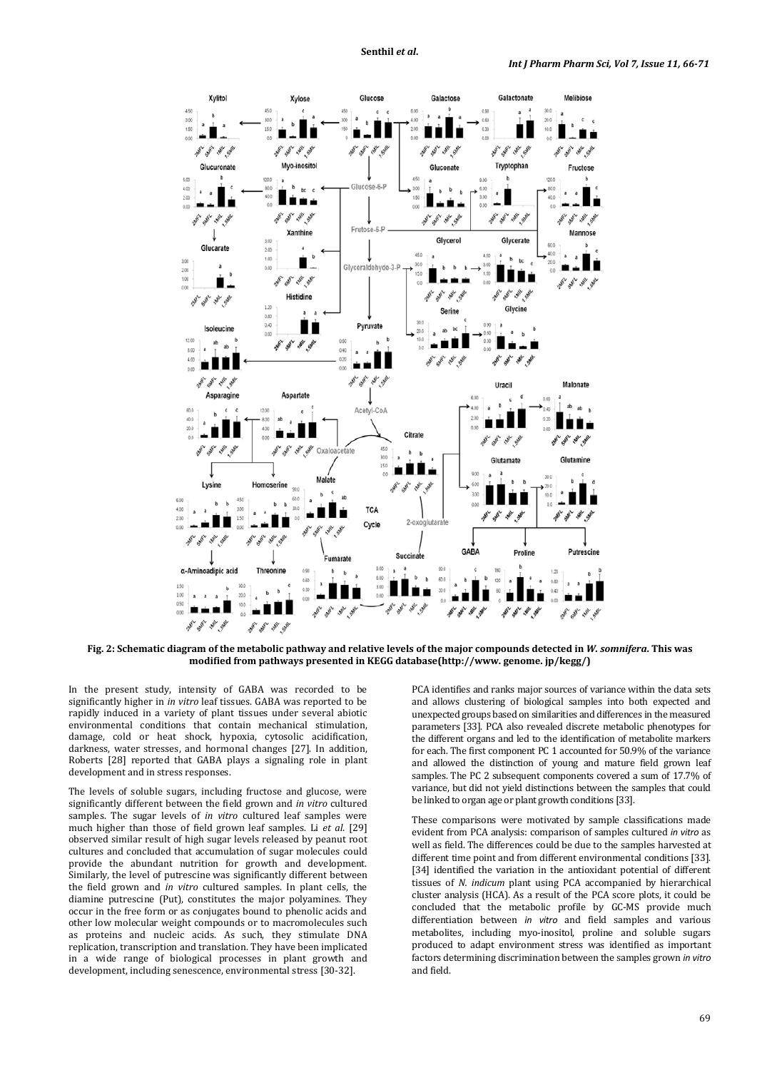**Fig. 2: Schematic diagram of the metabolic pathway and relative levels of the major compounds detected in *W. somnifera*. This was modified from pathways presented in KEGG database(http://www. genome. jp/kegg/)**

In the present study, intensity of GABA was recorded to be significantly higher in *in vitro* leaf tissues. GABA was reported to be rapidly induced in a variety of plant tissues under several abiotic environmental conditions that contain mechanical stimulation, damage, cold or heat shock, hypoxia, cytosolic acidification, darkness, water stresses, and hormonal changes [27]. In addition, Roberts [28] reported that GABA plays a signaling role in plant development and in stress responses.

The levels of soluble sugars, including fructose and glucose, were significantly different between the field grown and *in vitro* cultured samples. The sugar levels of *in vitro* cultured leaf samples were much higher than those of field grown leaf samples. Li *et al.* [29] observed similar result of high sugar levels released by peanut root cultures and concluded that accumulation of sugar molecules could provide the abundant nutrition for growth and development. Similarly, the level of putrescine was significantly different between the field grown and *in vitro* cultured samples. In plant cells, the diamine putrescine (Put), constitutes the major polyamines. They occur in the free form or as conjugates bound to phenolic acids and other low molecular weight compounds or to macromolecules such as proteins and nucleic acids. As such, they stimulate DNA replication, transcription and translation. They have been implicated in a wide range of biological processes in plant growth and development, including senescence, environmental stress [30-32].

PCA identifies and ranks major sources of variance within the data sets and allows clustering of biological samples into both expected and unexpected groups based on similarities and differences in the measured parameters [33]. PCA also revealed discrete metabolic phenotypes for the different organs and led to the identification of metabolite markers for each. The first component PC 1 accounted for 50.9% of the variance and allowed the distinction of young and mature field grown leaf samples. The PC 2 subsequent components covered a sum of 17.7% of variance, but did not yield distinctions between the samples that could be linked to organ age or plant growth conditions [33].

These comparisons were motivated by sample classifications made evident from PCA analysis: comparison of samples cultured *in vitro* as well as field. The differences could be due to the samples harvested at different time point and from different environmental conditions [33]. [34] identified the variation in the antioxidant potential of different tissues of *N. indicum* plant using PCA accompanied by hierarchical cluster analysis (HCA). As a result of the PCA score plots, it could be concluded that the metabolic profile by GC-MS provide much differentiation between *in vitro* and field samples and various metabolites, including myo-inositol, proline and soluble sugars produced to adapt environment stress was identified as important factors determining discrimination between the samples grown *in vitro* and field.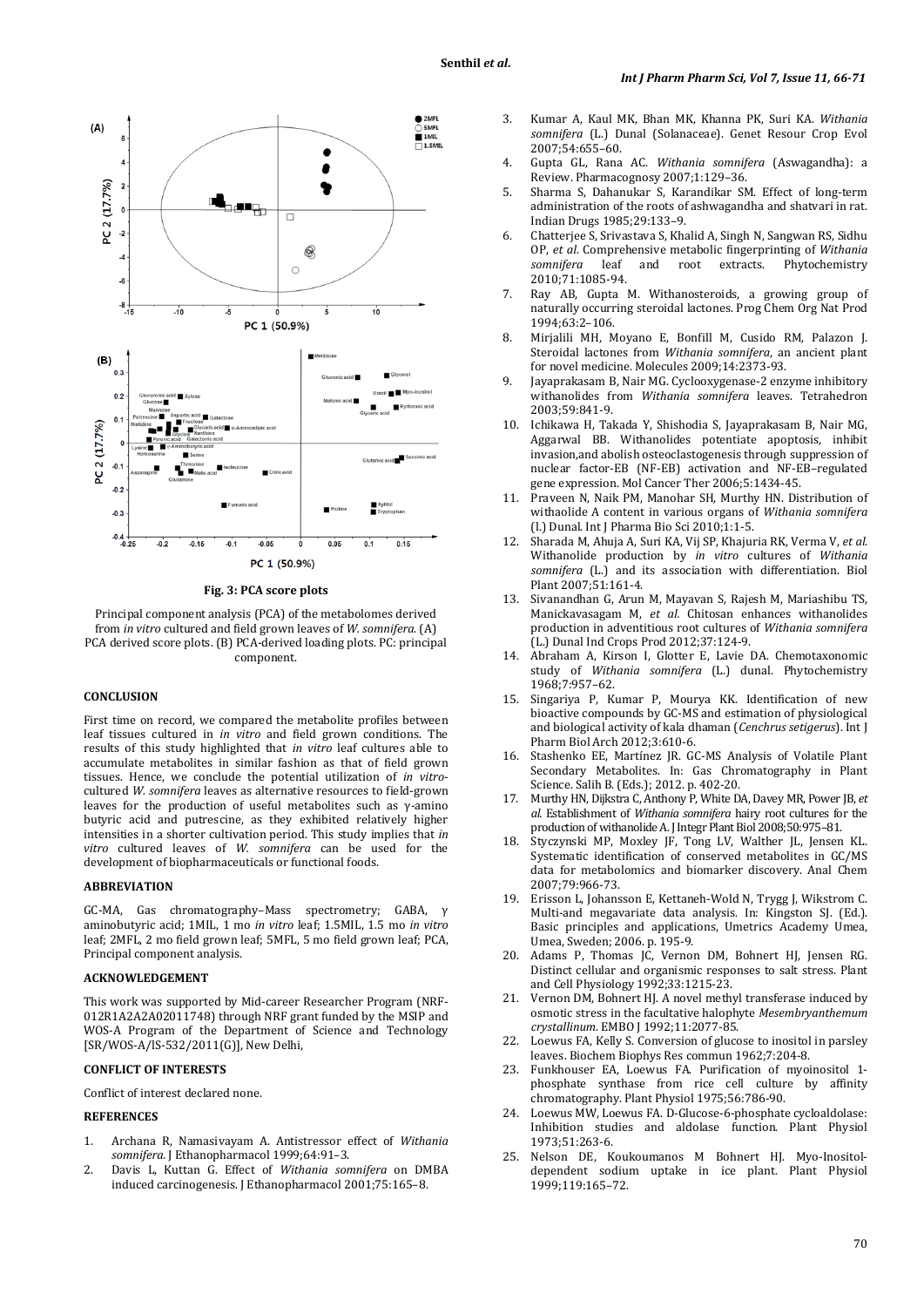**Fig. 3: PCA score plots**

Principal component analysis (PCA) of the metabolomes derived from *in vitro* cultured and field grown leaves of *W. somnifera*. (A) PCA derived score plots. (B) PCA-derived loading plots. PC: principal component.

## CONCLUSION

First time on record, we compared the metabolite profiles between leaf tissues cultured in *in vitro* and field grown conditions. The results of this study highlighted that *in vitro* leaf cultures able to accumulate metabolites in similar fashion as that of field grown tissues. Hence, we conclude the potential utilization of *in vitro*-cultured *W. somnifera* leaves as alternative resources to field-grown leaves for the production of useful metabolites such as γ-amino butyric acid and putrescine, as they exhibited relatively higher intensities in a shorter cultivation period. This study implies that *in vitro* cultured leaves of *W. somnifera* can be used for the development of biopharmaceuticals or functional foods.

## ABBREVIATION

GC-MA, Gas chromatography–Mass spectrometry; GABA, γ aminobutyric acid; 1MIL, 1 mo *in vitro* leaf; 1.5MIL, 1.5 mo *in vitro* leaf; 2MFL, 2 mo field grown leaf; 5MFL, 5 mo field grown leaf; PCA, Principal component analysis.

## ACKNOWLEDGEMENT

This work was supported by Mid-career Researcher Program (NRF-012R1A2A2A02011748) through NRF grant funded by the MSIP and WOS-A Program of the Department of Science and Technology [SR/WOS-A/lS-532/2011(G)], New Delhi,

## CONFLICT OF INTERESTS

Conflict of interest declared none.

## REFERENCES

1. Archana R, Namasivayam A. Antistressor effect of *Withania somnifera*. J Ethanopharmacol 1999;64:91–3.
2. Davis L, Kuttan G. Effect of *Withania somnifera* on DMBA induced carcinogenesis. J Ethanopharmacol 2001;75:165–8.
3. Kumar A, Kaul MK, Bhan MK, Khanna PK, Suri KA. *Withania somnifera* (L.) Dunal (Solanaceae). Genet Resour Crop Evol 2007;54:655–60.
4. Gupta GL, Rana AC. *Withania somnifera* (Aswagandha): a Review. Pharmacognosy 2007;1:129–36.
5. Sharma S, Dahanukar S, Karandikar SM. Effect of long-term administration of the roots of ashwagandha and shatvari in rat. Indian Drugs 1985;29:133–9.
6. Chatterjee S, Srivastava S, Khalid A, Singh N, Sangwan RS, Sidhu OP, *et al*. Comprehensive metabolic fingerprinting of *Withania somnifera* leaf and root extracts. Phytochemistry 2010;71:1085-94.
7. Ray AB, Gupta M. Withanosteroids, a growing group of naturally occurring steroidal lactones. Prog Chem Org Nat Prod 1994;63:2–106.
8. Mirjalili MH, Moyano E, Bonfill M, Cusido RM, Palazon J. Steroidal lactones from *Withania somnifera*, an ancient plant for novel medicine. Molecules 2009;14:2373-93.
9. Jayaprakasam B, Nair MG. Cyclooxygenase-2 enzyme inhibitory withanolides from *Withania somnifera* leaves. Tetrahedron 2003;59:841-9.
10. Ichikawa H, Takada Y, Shishodia S, Jayaprakasam B, Nair MG, Aggarwal BB. Withanolides potentiate apoptosis, inhibit invasion,and abolish osteoclastogenesis through suppression of nuclear factor-EB (NF-EB) activation and NF-EB–regulated gene expression. Mol Cancer Ther 2006;5:1434-45.
11. Praveen N, Naik PM, Manohar SH, Murthy HN. Distribution of withaolide A content in various organs of *Withania somnifera* (l.) Dunal. Int J Pharma Bio Sci 2010;1:1-5.
12. Sharada M, Ahuja A, Suri KA, Vij SP, Khajuria RK, Verma V, *et al*. Withanolide production by *in vitro* cultures of *Withania somnifera* (L.) and its association with differentiation. Biol Plant 2007;51:161-4.
13. Sivanandhan G, Arun M, Mayavan S, Rajesh M, Mariashibu TS, Manickavasagam M, *et al.* Chitosan enhances withanolides production in adventitious root cultures of *Withania somnifera* (L.) Dunal Ind Crops Prod 2012;37:124-9.
14. Abraham A, Kirson I, Glotter E, Lavie DA. Chemotaxonomic study of *Withania somnifera* (L.) dunal. Phytochemistry 1968;7:957–62.
15. Singariya P, Kumar P, Mourya KK. Identification of new bioactive compounds by GC-MS and estimation of physiological and biological activity of kala dhaman (*Cenchrus setigerus*). Int J Pharm Biol Arch 2012;3:610-6.
16. Stashenko EE, Martínez JR. GC-MS Analysis of Volatile Plant Secondary Metabolites. In: Gas Chromatography in Plant Science. Salib B. (Eds.); 2012. p. 402-20.
17. Murthy HN, Dijkstra C, Anthony P, White DA, Davey MR, Power JB, *et al.* Establishment of *Withania somnifera* hairy root cultures for the production of withanolide A. J Integr Plant Biol 2008;50:975–81.
18. Styczynski MP, Moxley JF, Tong LV, Walther JL, Jensen KL. Systematic identification of conserved metabolites in GC/MS data for metabolomics and biomarker discovery. Anal Chem 2007;79:966-73.
19. Erisson L, Johansson E, Kettaneh-Wold N, Trygg J, Wikstrom C. Multi-and megavariate data analysis. In: Kingston SJ. (Ed.). Basic principles and applications, Umetrics Academy Umea, Umea, Sweden; 2006. p. 195-9.
20. Adams P, Thomas JC, Vernon DM, Bohnert HJ, Jensen RG. Distinct cellular and organismic responses to salt stress. Plant and Cell Physiology 1992;33:1215-23.
21. Vernon DM, Bohnert HJ. A novel methyl transferase induced by osmotic stress in the facultative halophyte *Mesembryanthemum crystallinum*. EMBO J 1992;11:2077-85.
22. Loewus FA, Kelly S. Conversion of glucose to inositol in parsley leaves. Biochem Biophys Res commun 1962;7:204-8.
23. Funkhouser EA, Loewus FA. Purification of myoinositol 1-phosphate synthase from rice cell culture by affinity chromatography. Plant Physiol 1975;56:786-90.
24. Loewus MW, Loewus FA. D-Glucose-6-phosphate cycloaldolase: Inhibition studies and aldolase function. Plant Physiol 1973;51:263-6.
25. Nelson DE, Koukoumanos M Bohnert HJ. Myo-Inositol-dependent sodium uptake in ice plant. Plant Physiol 1999;119:165–72.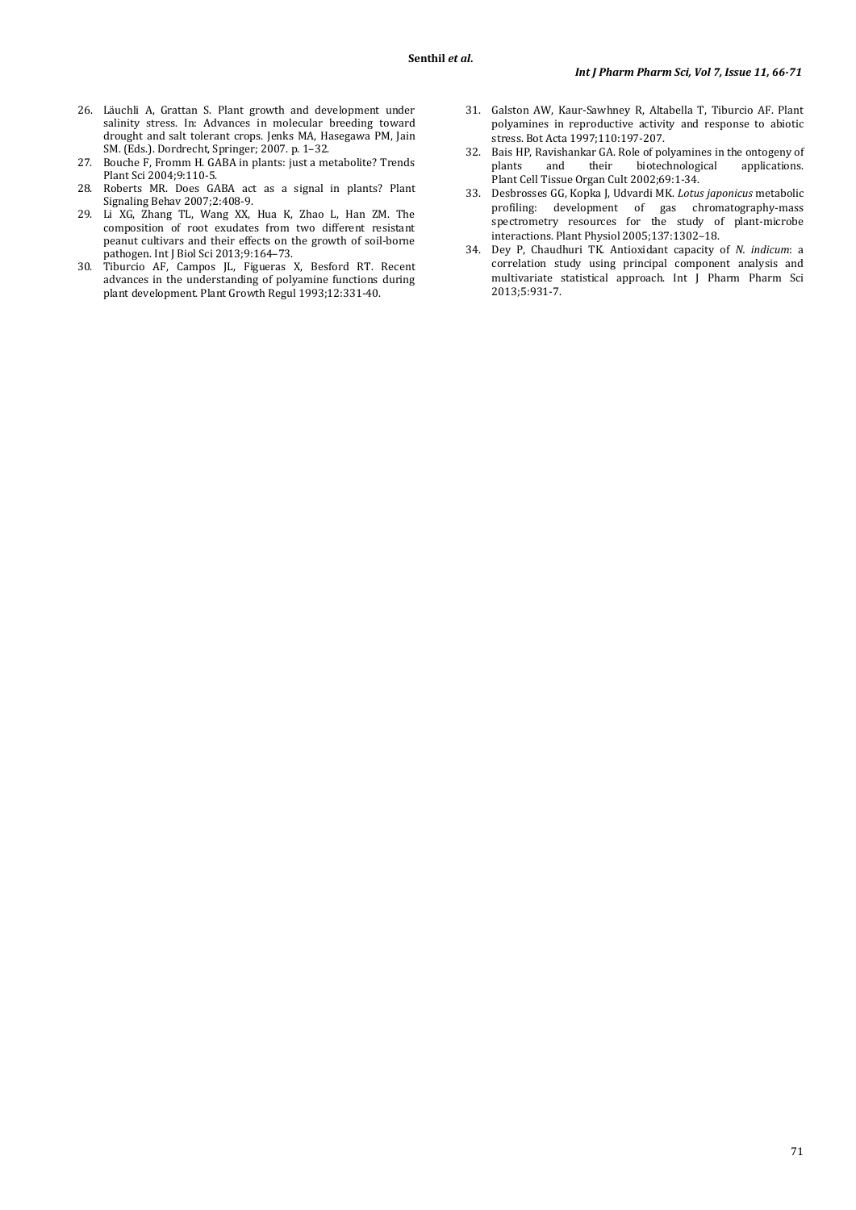26. Läuchli A, Grattan S. Plant growth and development under salinity stress. In: Advances in molecular breeding toward drought and salt tolerant crops. Jenks MA, Hasegawa PM, Jain SM. (Eds.). Dordrecht, Springer; 2007. p. 1–32.
27. Bouche F, Fromm H. GABA in plants: just a metabolite? Trends Plant Sci 2004;9:110-5.
28. Roberts MR. Does GABA act as a signal in plants? Plant Signaling Behav 2007;2:408-9.
29. Li XG, Zhang TL, Wang XX, Hua K, Zhao L, Han ZM. The composition of root exudates from two different resistant peanut cultivars and their effects on the growth of soil-borne pathogen. Int J Biol Sci 2013;9:164–73.
30. Tiburcio AF, Campos JL, Figueras X, Besford RT. Recent advances in the understanding of polyamine functions during plant development. Plant Growth Regul 1993;12:331-40.
31. Galston AW, Kaur-Sawhney R, Altabella T, Tiburcio AF. Plant polyamines in reproductive activity and response to abiotic stress. Bot Acta 1997;110:197-207.
32. Bais HP, Ravishankar GA. Role of polyamines in the ontogeny of plants and their biotechnological applications. Plant Cell Tissue Organ Cult 2002;69:1-34.
33. Desbrosses GG, Kopka J, Udvardi MK. *Lotus japonicus* metabolic profiling: development of gas chromatography-mass spectrometry resources for the study of plant-microbe interactions. Plant Physiol 2005;137:1302–18.
34. Dey P, Chaudhuri TK. Antioxidant capacity of *N. indicum*: a correlation study using principal component analysis and multivariate statistical approach. Int J Pharm Pharm Sci 2013;5:931-7.